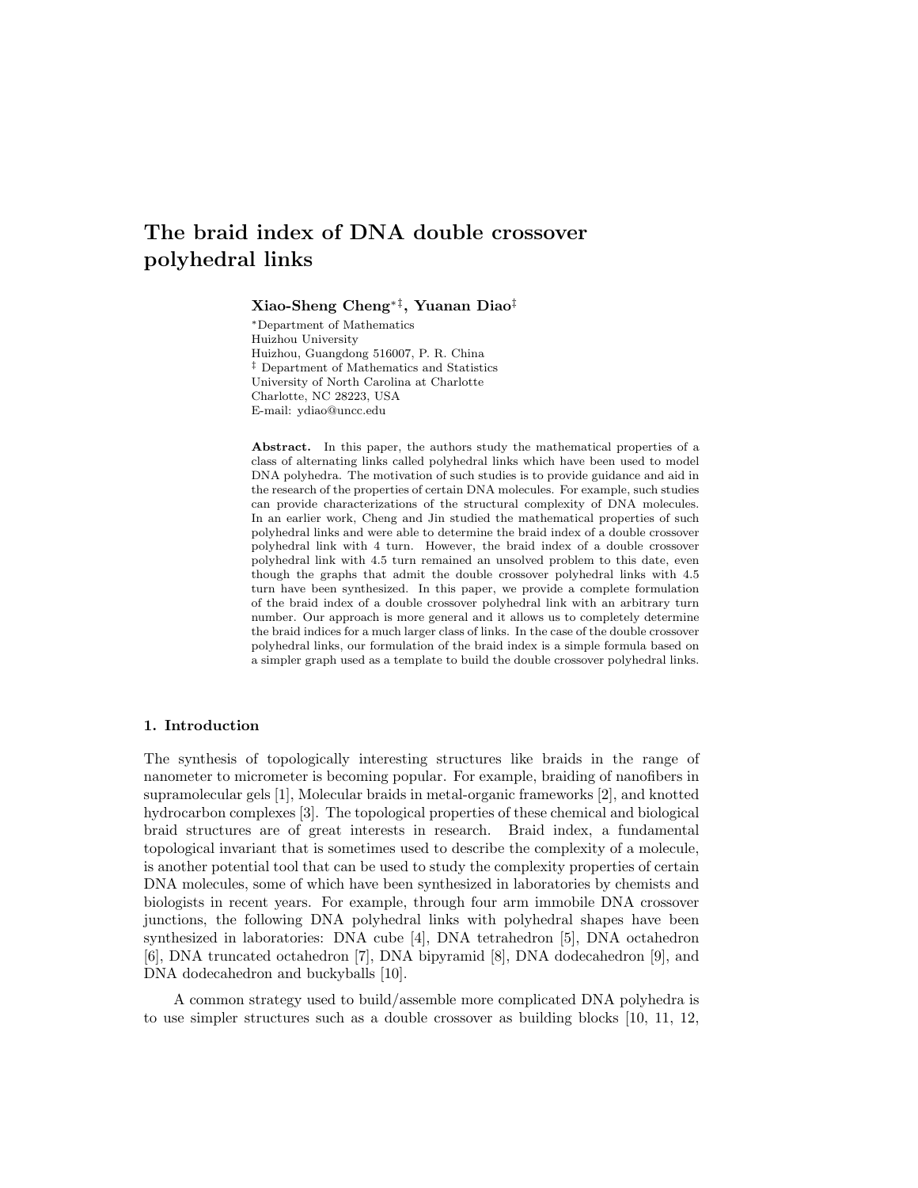# The braid index of DNA double crossover polyhedral links

**Xiao-Sheng Cheng**[*‡]**, Yuanan Diao**[‡]

[*]Department of Mathematics
Huizhou University
Huizhou, Guangdong 516007, P. R. China
[‡] Department of Mathematics and Statistics
University of North Carolina at Charlotte
Charlotte, NC 28223, USA
E-mail: ydiao@uncc.edu

**Abstract.** In this paper, the authors study the mathematical properties of a class of alternating links called polyhedral links which have been used to model DNA polyhedra. The motivation of such studies is to provide guidance and aid in the research of the properties of certain DNA molecules. For example, such studies can provide characterizations of the structural complexity of DNA molecules. In an earlier work, Cheng and Jin studied the mathematical properties of such polyhedral links and were able to determine the braid index of a double crossover polyhedral link with 4 turn. However, the braid index of a double crossover polyhedral link with 4.5 turn remained an unsolved problem to this date, even though the graphs that admit the double crossover polyhedral links with 4.5 turn have been synthesized. In this paper, we provide a complete formulation of the braid index of a double crossover polyhedral link with an arbitrary turn number. Our approach is more general and it allows us to completely determine the braid indices for a much larger class of links. In the case of the double crossover polyhedral links, our formulation of the braid index is a simple formula based on a simpler graph used as a template to build the double crossover polyhedral links.

## 1. Introduction

The synthesis of topologically interesting structures like braids in the range of nanometer to micrometer is becoming popular. For example, braiding of nanofibers in supramolecular gels [1], Molecular braids in metal-organic frameworks [2], and knotted hydrocarbon complexes [3]. The topological properties of these chemical and biological braid structures are of great interests in research. Braid index, a fundamental topological invariant that is sometimes used to describe the complexity of a molecule, is another potential tool that can be used to study the complexity properties of certain DNA molecules, some of which have been synthesized in laboratories by chemists and biologists in recent years. For example, through four arm immobile DNA crossover junctions, the following DNA polyhedral links with polyhedral shapes have been synthesized in laboratories: DNA cube [4], DNA tetrahedron [5], DNA octahedron [6], DNA truncated octahedron [7], DNA bipyramid [8], DNA dodecahedron [9], and DNA dodecahedron and buckyballs [10].

A common strategy used to build/assemble more complicated DNA polyhedra is to use simpler structures such as a double crossover as building blocks [10, 11, 12,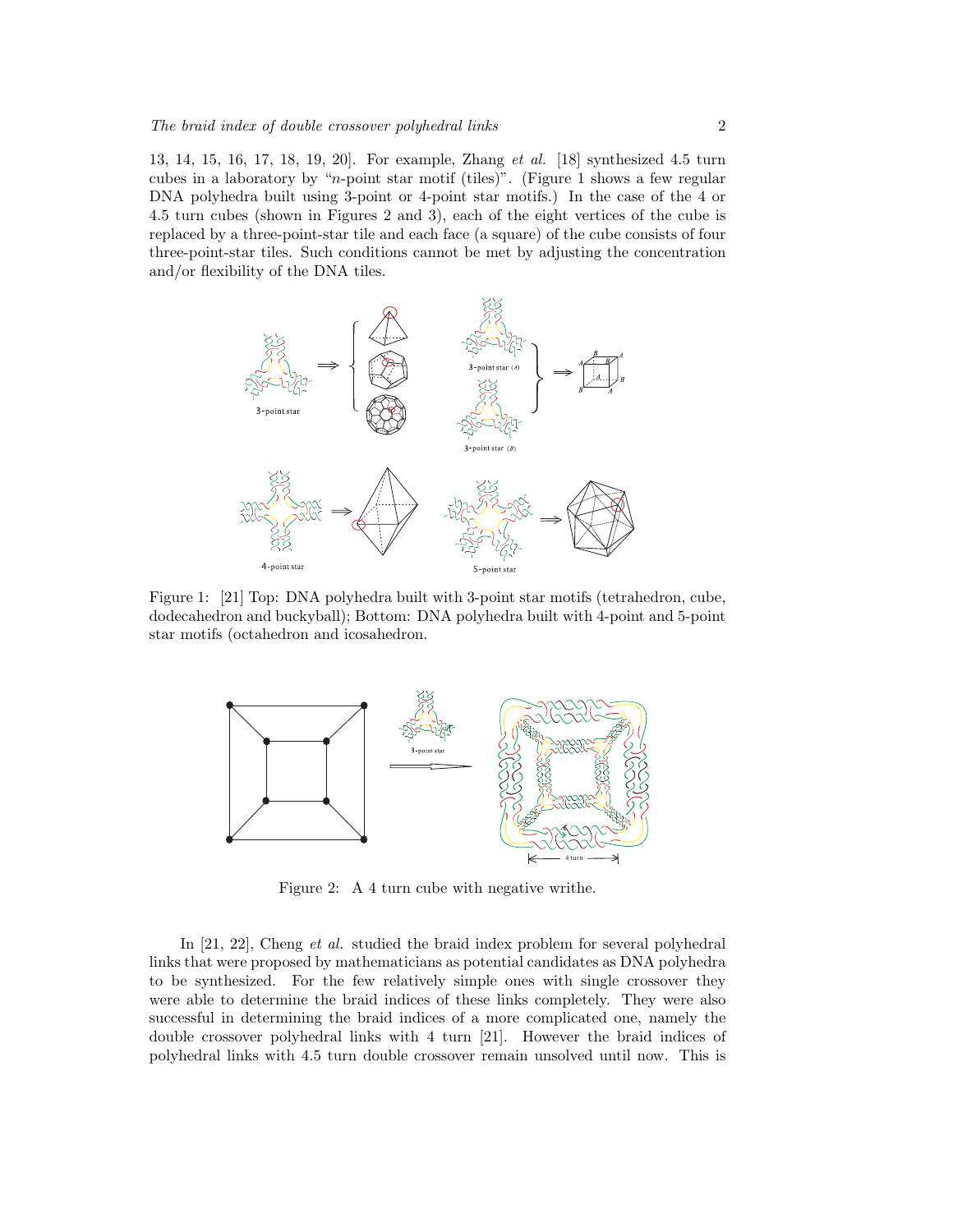13, 14, 15, 16, 17, 18, 19, 20]. For example, Zhang *et al.* [18] synthesized 4.5 turn cubes in a laboratory by "$n$-point star motif (tiles)". (Figure 1 shows a few regular DNA polyhedra built using 3-point or 4-point star motifs.) In the case of the 4 or 4.5 turn cubes (shown in Figures 2 and 3), each of the eight vertices of the cube is replaced by a three-point-star tile and each face (a square) of the cube consists of four three-point-star tiles. Such conditions cannot be met by adjusting the concentration and/or flexibility of the DNA tiles.

Figure 1: [21] Top: DNA polyhedra built with 3-point star motifs (tetrahedron, cube, dodecahedron and buckyball); Bottom: DNA polyhedra built with 4-point and 5-point star motifs (octahedron and icosahedron.

Figure 2: A 4 turn cube with negative writhe.

In [21, 22], Cheng *et al.* studied the braid index problem for several polyhedral links that were proposed by mathematicians as potential candidates as DNA polyhedra to be synthesized. For the few relatively simple ones with single crossover they were able to determine the braid indices of these links completely. They were also successful in determining the braid indices of a more complicated one, namely the double crossover polyhedral links with 4 turn [21]. However the braid indices of polyhedral links with 4.5 turn double crossover remain unsolved until now. This is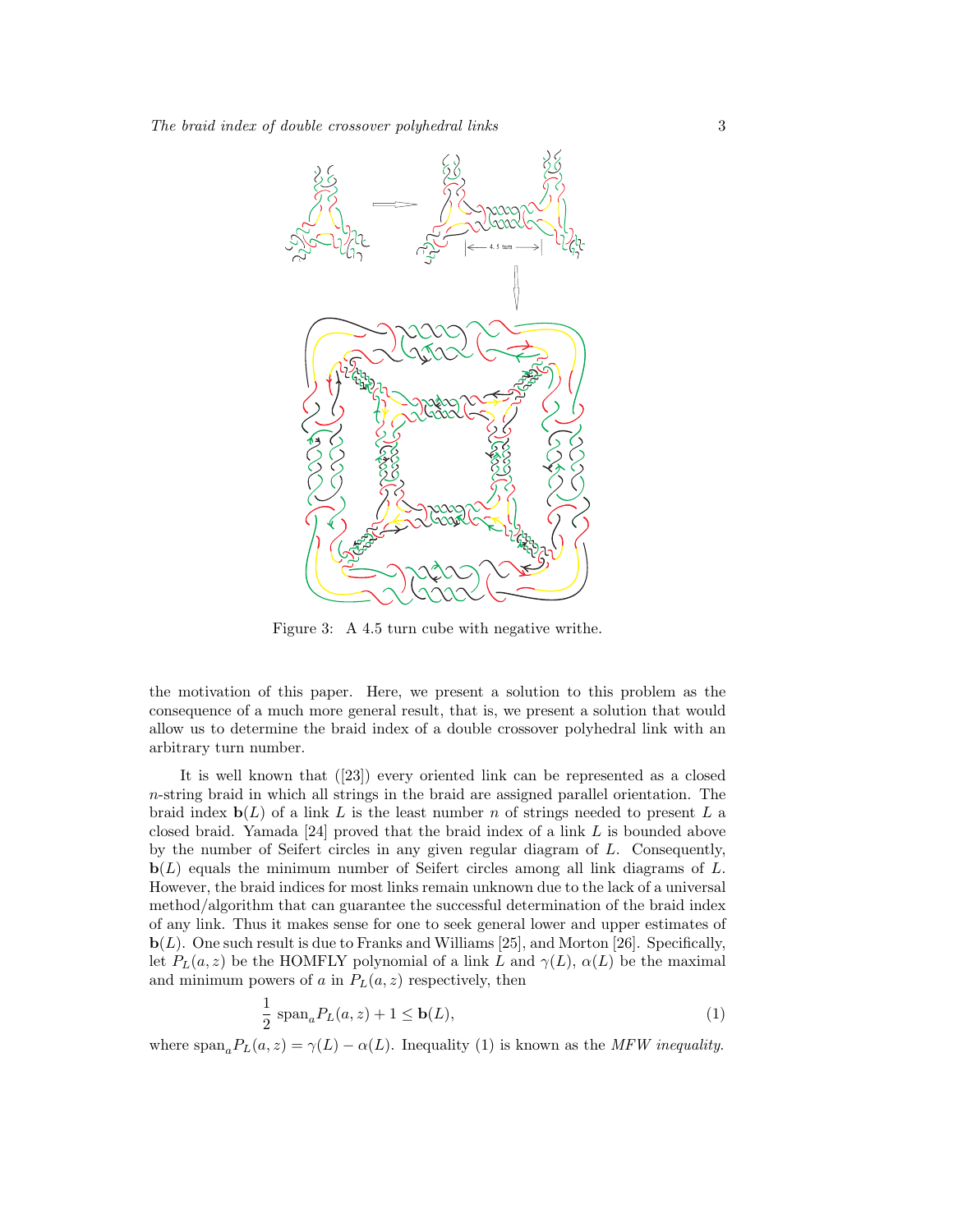Figure 3: A 4.5 turn cube with negative writhe.

the motivation of this paper. Here, we present a solution to this problem as the consequence of a much more general result, that is, we present a solution that would allow us to determine the braid index of a double crossover polyhedral link with an arbitrary turn number.

It is well known that ([23]) every oriented link can be represented as a closed $n$-string braid in which all strings in the braid are assigned parallel orientation. The braid index $\mathbf{b}(L)$ of a link $L$ is the least number $n$ of strings needed to present $L$ a closed braid. Yamada [24] proved that the braid index of a link $L$ is bounded above by the number of Seifert circles in any given regular diagram of $L$. Consequently, $\mathbf{b}(L)$ equals the minimum number of Seifert circles among all link diagrams of $L$. However, the braid indices for most links remain unknown due to the lack of a universal method/algorithm that can guarantee the successful determination of the braid index of any link. Thus it makes sense for one to seek general lower and upper estimates of $\mathbf{b}(L)$. One such result is due to Franks and Williams [25], and Morton [26]. Specifically, let $P_L(a, z)$ be the HOMFLY polynomial of a link $L$ and $\gamma(L)$, $\alpha(L)$ be the maximal and minimum powers of $a$ in $P_L(a, z)$ respectively, then

$$\frac{1}{2}\ \mathrm{span}_a P_L(a, z) + 1 \leq \mathbf{b}(L), \tag{1}$$

where $\mathrm{span}_a P_L(a, z) = \gamma(L) - \alpha(L)$. Inequality (1) is known as the *MFW inequality*.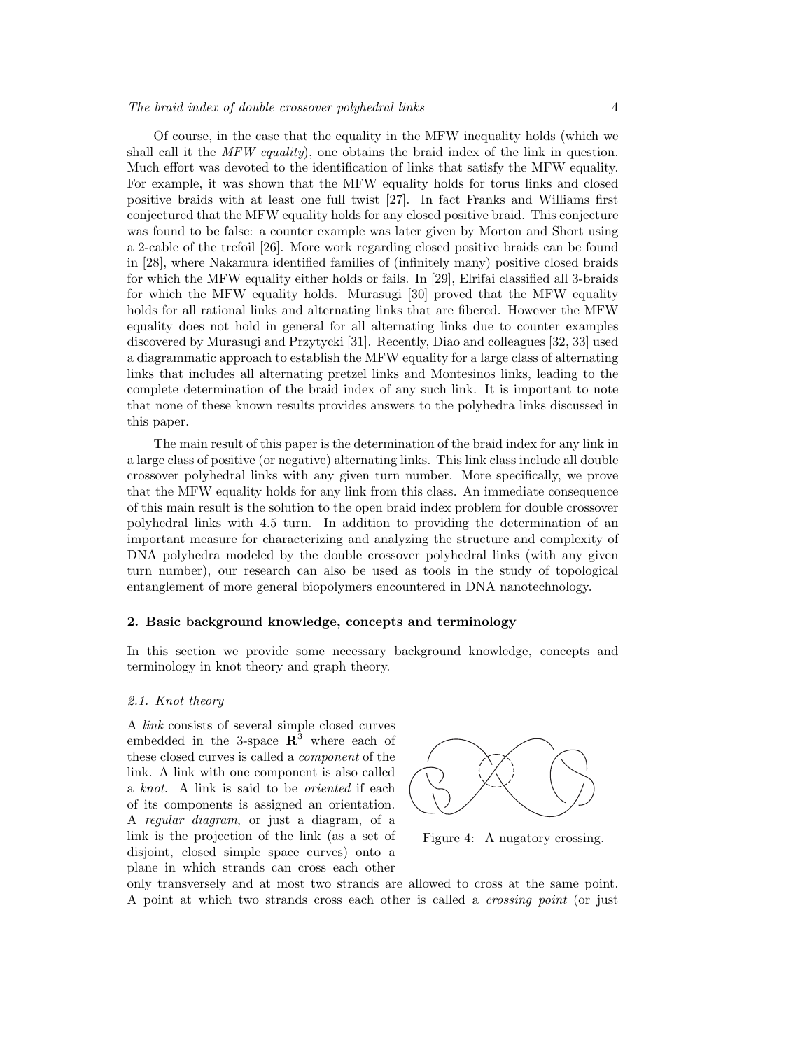Of course, in the case that the equality in the MFW inequality holds (which we shall call it the *MFW equality*), one obtains the braid index of the link in question. Much effort was devoted to the identification of links that satisfy the MFW equality. For example, it was shown that the MFW equality holds for torus links and closed positive braids with at least one full twist [27]. In fact Franks and Williams first conjectured that the MFW equality holds for any closed positive braid. This conjecture was found to be false: a counter example was later given by Morton and Short using a 2-cable of the trefoil [26]. More work regarding closed positive braids can be found in [28], where Nakamura identified families of (infinitely many) positive closed braids for which the MFW equality either holds or fails. In [29], Elrifai classified all 3-braids for which the MFW equality holds. Murasugi [30] proved that the MFW equality holds for all rational links and alternating links that are fibered. However the MFW equality does not hold in general for all alternating links due to counter examples discovered by Murasugi and Przytycki [31]. Recently, Diao and colleagues [32, 33] used a diagrammatic approach to establish the MFW equality for a large class of alternating links that includes all alternating pretzel links and Montesinos links, leading to the complete determination of the braid index of any such link. It is important to note that none of these known results provides answers to the polyhedra links discussed in this paper.

The main result of this paper is the determination of the braid index for any link in a large class of positive (or negative) alternating links. This link class include all double crossover polyhedral links with any given turn number. More specifically, we prove that the MFW equality holds for any link from this class. An immediate consequence of this main result is the solution to the open braid index problem for double crossover polyhedral links with 4.5 turn. In addition to providing the determination of an important measure for characterizing and analyzing the structure and complexity of DNA polyhedra modeled by the double crossover polyhedral links (with any given turn number), our research can also be used as tools in the study of topological entanglement of more general biopolymers encountered in DNA nanotechnology.

## 2. Basic background knowledge, concepts and terminology

In this section we provide some necessary background knowledge, concepts and terminology in knot theory and graph theory.

### 2.1. Knot theory

A *link* consists of several simple closed curves embedded in the 3-space $\mathbf{R}^3$ where each of these closed curves is called a *component* of the link. A link with one component is also called a *knot*. A link is said to be *oriented* if each of its components is assigned an orientation. A *regular diagram*, or just a diagram, of a link is the projection of the link (as a set of disjoint, closed simple space curves) onto a plane in which strands can cross each other only transversely and at most two strands are allowed to cross at the same point. A point at which two strands cross each other is called a *crossing point* (or just

Figure 4: A nugatory crossing.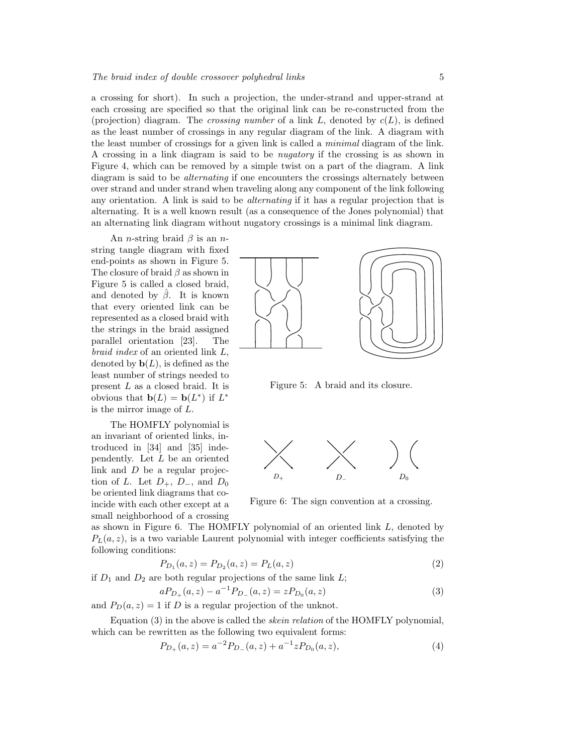a crossing for short). In such a projection, the under-strand and upper-strand at each crossing are specified so that the original link can be re-constructed from the (projection) diagram. The *crossing number* of a link $L$, denoted by $c(L)$, is defined as the least number of crossings in any regular diagram of the link. A diagram with the least number of crossings for a given link is called a *minimal* diagram of the link. A crossing in a link diagram is said to be *nugatory* if the crossing is as shown in Figure 4, which can be removed by a simple twist on a part of the diagram. A link diagram is said to be *alternating* if one encounters the crossings alternately between over strand and under strand when traveling along any component of the link following any orientation. A link is said to be *alternating* if it has a regular projection that is alternating. It is a well known result (as a consequence of the Jones polynomial) that an alternating link diagram without nugatory crossings is a minimal link diagram.

An $n$-string braid $\beta$ is an $n$-string tangle diagram with fixed end-points as shown in Figure 5. The closure of braid $\beta$ as shown in Figure 5 is called a closed braid, and denoted by $\hat{\beta}$. It is known that every oriented link can be represented as a closed braid with the strings in the braid assigned parallel orientation [23]. The *braid index* of an oriented link $L$, denoted by $\mathbf{b}(L)$, is defined as the least number of strings needed to present $L$ as a closed braid. It is obvious that $\mathbf{b}(L) = \mathbf{b}(L^*)$ if $L^*$ is the mirror image of $L$.

Figure 5: A braid and its closure.

The HOMFLY polynomial is an invariant of oriented links, introduced in [34] and [35] independently. Let $L$ be an oriented link and $D$ be a regular projection of $L$. Let $D_+$, $D_-$, and $D_0$ be oriented link diagrams that coincide with each other except at a small neighborhood of a crossing as shown in Figure 6. The HOMFLY polynomial of an oriented link $L$, denoted by $P_L(a, z)$, is a two variable Laurent polynomial with integer coefficients satisfying the following conditions:

Figure 6: The sign convention at a crossing.

$$P_{D_1}(a, z) = P_{D_2}(a, z) = P_L(a, z) \tag{2}$$

if $D_1$ and $D_2$ are both regular projections of the same link $L$;

$$aP_{D_+}(a, z) - a^{-1}P_{D_-}(a, z) = zP_{D_0}(a, z) \tag{3}$$

and $P_D(a, z) = 1$ if $D$ is a regular projection of the unknot.

Equation (3) in the above is called the *skein relation* of the HOMFLY polynomial, which can be rewritten as the following two equivalent forms:

$$P_{D_+}(a, z) = a^{-2}P_{D_-}(a, z) + a^{-1}zP_{D_0}(a, z), \tag{4}$$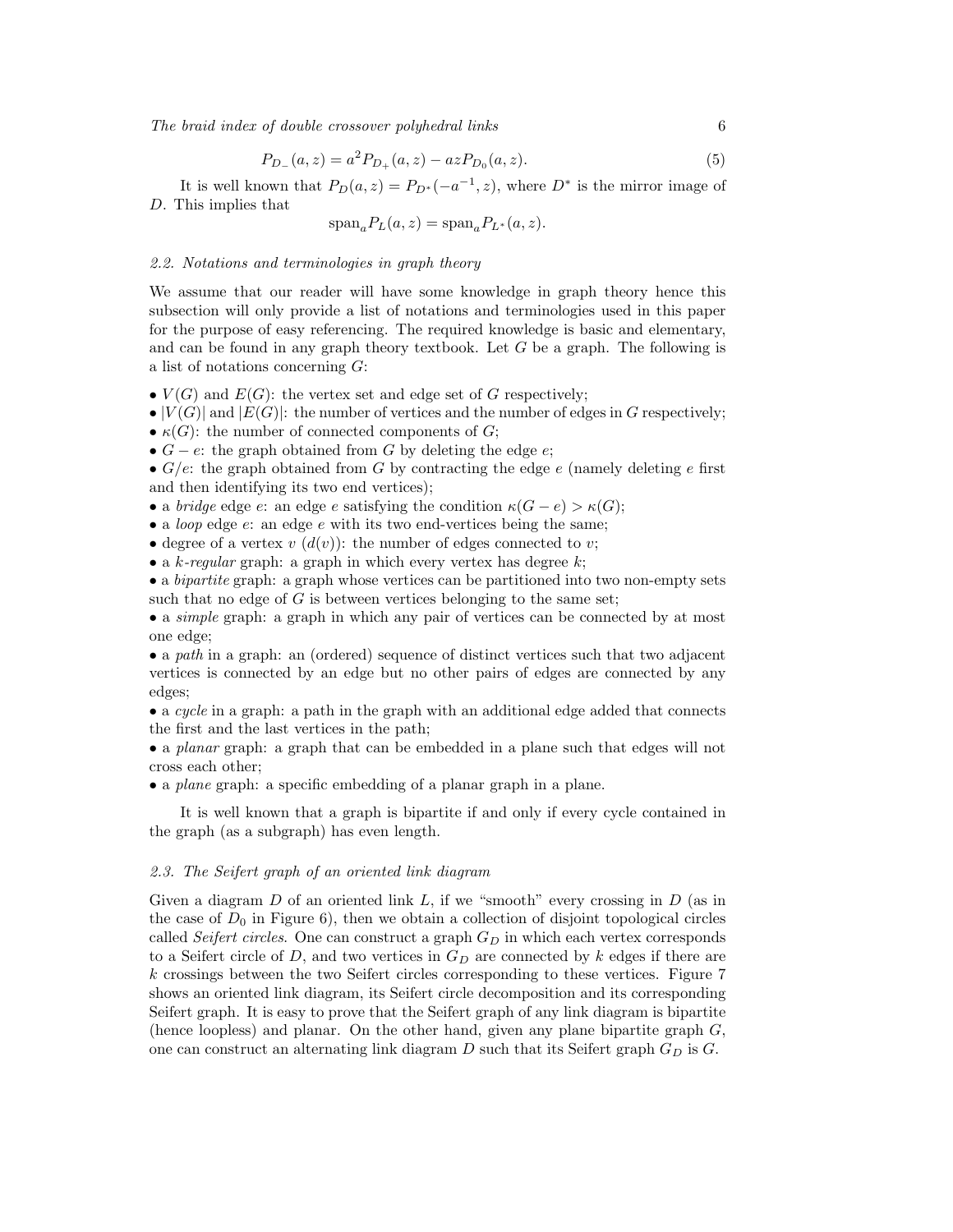$$P_{D_-}(a,z) = a^2 P_{D_+}(a,z) - az P_{D_0}(a,z). \quad (5)$$

It is well known that $P_D(a,z) = P_{D^*}(-a^{-1}, z)$, where $D^*$ is the mirror image of $D$. This implies that

$$\text{span}_a P_L(a,z) = \text{span}_a P_{L^*}(a,z).$$

### 2.2. Notations and terminologies in graph theory

We assume that our reader will have some knowledge in graph theory hence this subsection will only provide a list of notations and terminologies used in this paper for the purpose of easy referencing. The required knowledge is basic and elementary, and can be found in any graph theory textbook. Let $G$ be a graph. The following is a list of notations concerning $G$:

- $V(G)$ and $E(G)$: the vertex set and edge set of $G$ respectively;
- $|V(G)|$ and $|E(G)|$: the number of vertices and the number of edges in $G$ respectively;
- $\kappa(G)$: the number of connected components of $G$;
- $G - e$: the graph obtained from $G$ by deleting the edge $e$;
- $G/e$: the graph obtained from $G$ by contracting the edge $e$ (namely deleting $e$ first and then identifying its two end vertices);
- a *bridge* edge $e$: an edge $e$ satisfying the condition $\kappa(G - e) > \kappa(G)$;
- a *loop* edge $e$: an edge $e$ with its two end-vertices being the same;
- degree of a vertex $v$ ($d(v)$): the number of edges connected to $v$;
- a *k-regular* graph: a graph in which every vertex has degree $k$;
- a *bipartite* graph: a graph whose vertices can be partitioned into two non-empty sets such that no edge of $G$ is between vertices belonging to the same set;
- a *simple* graph: a graph in which any pair of vertices can be connected by at most one edge;
- a *path* in a graph: an (ordered) sequence of distinct vertices such that two adjacent vertices is connected by an edge but no other pairs of edges are connected by any edges;
- a *cycle* in a graph: a path in the graph with an additional edge added that connects the first and the last vertices in the path;
- a *planar* graph: a graph that can be embedded in a plane such that edges will not cross each other;
- a *plane* graph: a specific embedding of a planar graph in a plane.

It is well known that a graph is bipartite if and only if every cycle contained in the graph (as a subgraph) has even length.

### 2.3. The Seifert graph of an oriented link diagram

Given a diagram $D$ of an oriented link $L$, if we "smooth" every crossing in $D$ (as in the case of $D_0$ in Figure 6), then we obtain a collection of disjoint topological circles called *Seifert circles*. One can construct a graph $G_D$ in which each vertex corresponds to a Seifert circle of $D$, and two vertices in $G_D$ are connected by $k$ edges if there are $k$ crossings between the two Seifert circles corresponding to these vertices. Figure 7 shows an oriented link diagram, its Seifert circle decomposition and its corresponding Seifert graph. It is easy to prove that the Seifert graph of any link diagram is bipartite (hence loopless) and planar. On the other hand, given any plane bipartite graph $G$, one can construct an alternating link diagram $D$ such that its Seifert graph $G_D$ is $G$.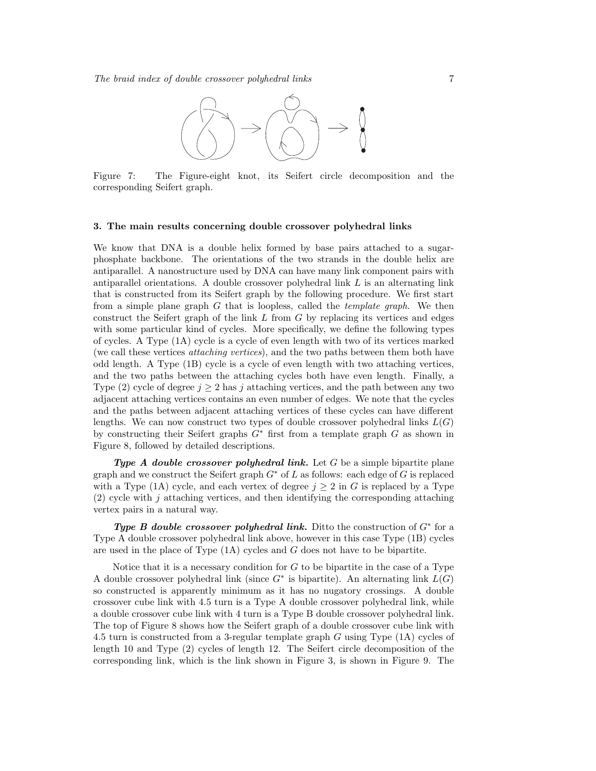Figure 7: The Figure-eight knot, its Seifert circle decomposition and the corresponding Seifert graph.

## 3. The main results concerning double crossover polyhedral links

We know that DNA is a double helix formed by base pairs attached to a sugar-phosphate backbone. The orientations of the two strands in the double helix are antiparallel. A nanostructure used by DNA can have many link component pairs with antiparallel orientations. A double crossover polyhedral link $L$ is an alternating link that is constructed from its Seifert graph by the following procedure. We first start from a simple plane graph $G$ that is loopless, called the *template graph*. We then construct the Seifert graph of the link $L$ from $G$ by replacing its vertices and edges with some particular kind of cycles. More specifically, we define the following types of cycles. A Type (1A) cycle is a cycle of even length with two of its vertices marked (we call these vertices *attaching vertices*), and the two paths between them both have odd length. A Type (1B) cycle is a cycle of even length with two attaching vertices, and the two paths between the attaching cycles both have even length. Finally, a Type (2) cycle of degree $j \geq 2$ has $j$ attaching vertices, and the path between any two adjacent attaching vertices contains an even number of edges. We note that the cycles and the paths between adjacent attaching vertices of these cycles can have different lengths. We can now construct two types of double crossover polyhedral links $L(G)$ by constructing their Seifert graphs $G^*$ first from a template graph $G$ as shown in Figure 8, followed by detailed descriptions.

***Type A double crossover polyhedral link.*** Let $G$ be a simple bipartite plane graph and we construct the Seifert graph $G^*$ of $L$ as follows: each edge of $G$ is replaced with a Type (1A) cycle, and each vertex of degree $j \geq 2$ in $G$ is replaced by a Type (2) cycle with $j$ attaching vertices, and then identifying the corresponding attaching vertex pairs in a natural way.

***Type B double crossover polyhedral link.*** Ditto the construction of $G^*$ for a Type A double crossover polyhedral link above, however in this case Type (1B) cycles are used in the place of Type (1A) cycles and $G$ does not have to be bipartite.

Notice that it is a necessary condition for $G$ to be bipartite in the case of a Type A double crossover polyhedral link (since $G^*$ is bipartite). An alternating link $L(G)$ so constructed is apparently minimum as it has no nugatory crossings. A double crossover cube link with 4.5 turn is a Type A double crossover polyhedral link, while a double crossover cube link with 4 turn is a Type B double crossover polyhedral link. The top of Figure 8 shows how the Seifert graph of a double crossover cube link with 4.5 turn is constructed from a 3-regular template graph $G$ using Type (1A) cycles of length 10 and Type (2) cycles of length 12. The Seifert circle decomposition of the corresponding link, which is the link shown in Figure 3, is shown in Figure 9. The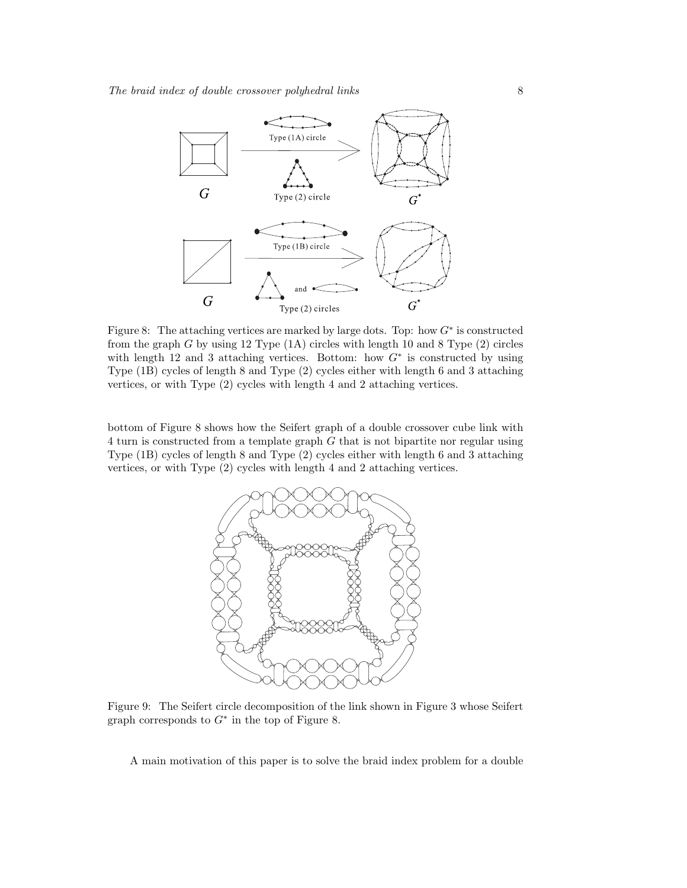Figure 8: The attaching vertices are marked by large dots. Top: how $G^*$ is constructed from the graph $G$ by using 12 Type (1A) circles with length 10 and 8 Type (2) circles with length 12 and 3 attaching vertices. Bottom: how $G^*$ is constructed by using Type (1B) cycles of length 8 and Type (2) cycles either with length 6 and 3 attaching vertices, or with Type (2) cycles with length 4 and 2 attaching vertices.

bottom of Figure 8 shows how the Seifert graph of a double crossover cube link with 4 turn is constructed from a template graph $G$ that is not bipartite nor regular using Type (1B) cycles of length 8 and Type (2) cycles either with length 6 and 3 attaching vertices, or with Type (2) cycles with length 4 and 2 attaching vertices.

Figure 9: The Seifert circle decomposition of the link shown in Figure 3 whose Seifert graph corresponds to $G^*$ in the top of Figure 8.

A main motivation of this paper is to solve the braid index problem for a double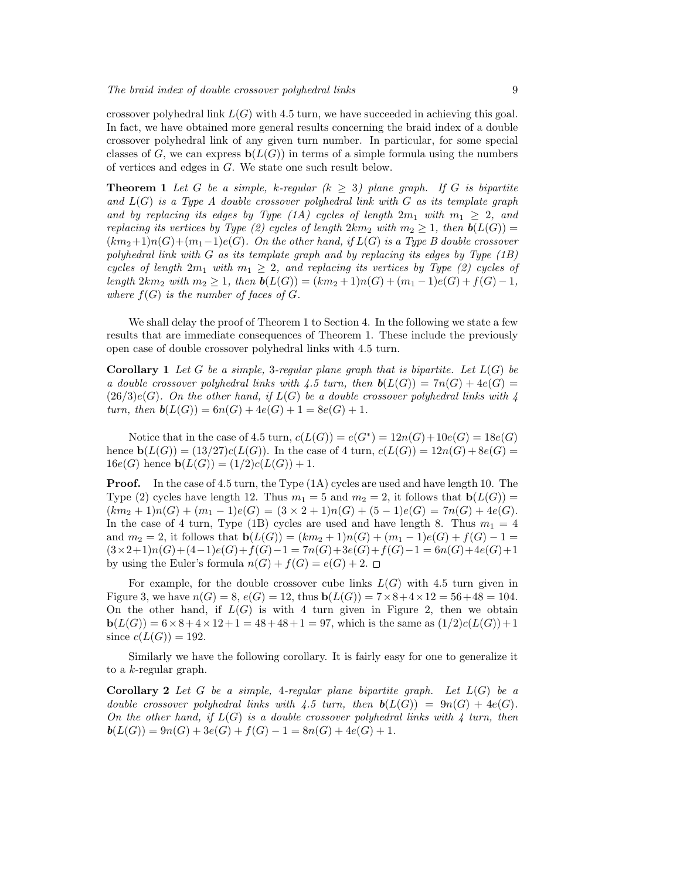crossover polyhedral link $L(G)$ with 4.5 turn, we have succeeded in achieving this goal. In fact, we have obtained more general results concerning the braid index of a double crossover polyhedral link of any given turn number. In particular, for some special classes of $G$, we can express $\mathbf{b}(L(G))$ in terms of a simple formula using the numbers of vertices and edges in $G$. We state one such result below.

**Theorem 1** *Let $G$ be a simple, $k$-regular ($k \geq 3$) plane graph. If $G$ is bipartite and $L(G)$ is a Type A double crossover polyhedral link with $G$ as its template graph and by replacing its edges by Type (1A) cycles of length $2m_1$ with $m_1 \geq 2$, and replacing its vertices by Type (2) cycles of length $2km_2$ with $m_2 \geq 1$, then $\mathbf{b}(L(G)) = (km_2+1)n(G)+(m_1-1)e(G)$. On the other hand, if $L(G)$ is a Type B double crossover polyhedral link with $G$ as its template graph and by replacing its edges by Type (1B) cycles of length $2m_1$ with $m_1 \geq 2$, and replacing its vertices by Type (2) cycles of length $2km_2$ with $m_2 \geq 1$, then $\mathbf{b}(L(G)) = (km_2+1)n(G)+(m_1-1)e(G)+f(G)-1$, where $f(G)$ is the number of faces of $G$.*

We shall delay the proof of Theorem 1 to Section 4. In the following we state a few results that are immediate consequences of Theorem 1. These include the previously open case of double crossover polyhedral links with 4.5 turn.

**Corollary 1** *Let $G$ be a simple, 3-regular plane graph that is bipartite. Let $L(G)$ be a double crossover polyhedral links with 4.5 turn, then $\mathbf{b}(L(G)) = 7n(G)+4e(G) = (26/3)e(G)$. On the other hand, if $L(G)$ be a double crossover polyhedral links with 4 turn, then $\mathbf{b}(L(G)) = 6n(G)+4e(G)+1 = 8e(G)+1$.*

Notice that in the case of 4.5 turn, $c(L(G)) = e(G^*) = 12n(G)+10e(G) = 18e(G)$ hence $\mathbf{b}(L(G)) = (13/27)c(L(G))$. In the case of 4 turn, $c(L(G)) = 12n(G)+8e(G) = 16e(G)$ hence $\mathbf{b}(L(G)) = (1/2)c(L(G))+1$.

**Proof.** In the case of 4.5 turn, the Type (1A) cycles are used and have length 10. The Type (2) cycles have length 12. Thus $m_1 = 5$ and $m_2 = 2$, it follows that $\mathbf{b}(L(G)) = (km_2+1)n(G)+(m_1-1)e(G) = (3\times 2+1)n(G)+(5-1)e(G) = 7n(G)+4e(G)$. In the case of 4 turn, Type (1B) cycles are used and have length 8. Thus $m_1 = 4$ and $m_2 = 2$, it follows that $\mathbf{b}(L(G)) = (km_2+1)n(G)+(m_1-1)e(G)+f(G)-1 = (3\times2+1)n(G)+(4-1)e(G)+f(G)-1 = 7n(G)+3e(G)+f(G)-1 = 6n(G)+4e(G)+1$ by using the Euler's formula $n(G)+f(G) = e(G)+2$. □

For example, for the double crossover cube links $L(G)$ with 4.5 turn given in Figure 3, we have $n(G) = 8$, $e(G) = 12$, thus $\mathbf{b}(L(G)) = 7\times8+4\times12 = 56+48 = 104$. On the other hand, if $L(G)$ is with 4 turn given in Figure 2, then we obtain $\mathbf{b}(L(G)) = 6\times8+4\times12+1 = 48+48+1 = 97$, which is the same as $(1/2)c(L(G))+1$ since $c(L(G)) = 192$.

Similarly we have the following corollary. It is fairly easy for one to generalize it to a $k$-regular graph.

**Corollary 2** *Let $G$ be a simple, 4-regular plane bipartite graph. Let $L(G)$ be a double crossover polyhedral links with 4.5 turn, then $\mathbf{b}(L(G)) = 9n(G)+4e(G)$. On the other hand, if $L(G)$ is a double crossover polyhedral links with 4 turn, then $\mathbf{b}(L(G)) = 9n(G)+3e(G)+f(G)-1 = 8n(G)+4e(G)+1$.*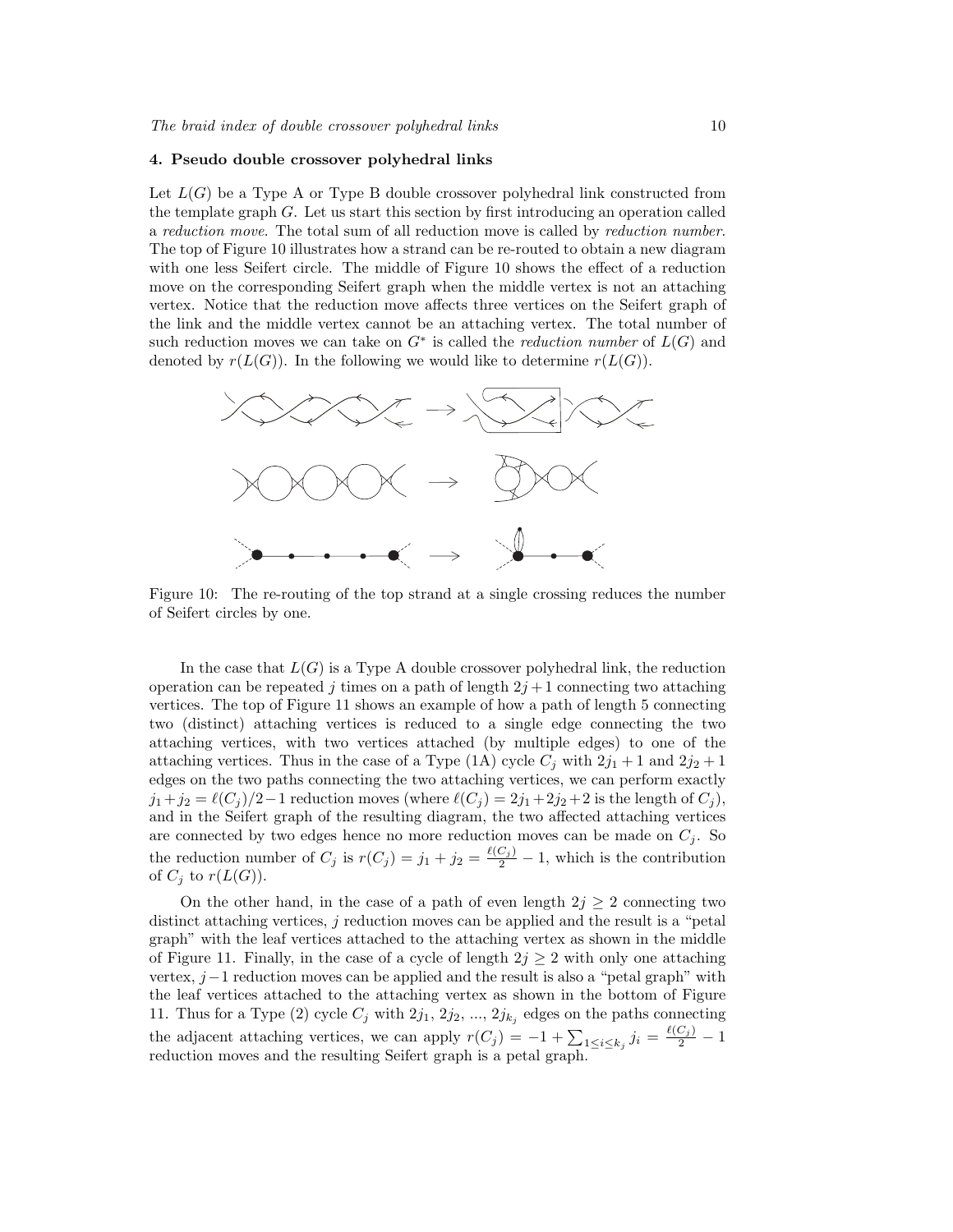## 4. Pseudo double crossover polyhedral links

Let $L(G)$ be a Type A or Type B double crossover polyhedral link constructed from the template graph $G$. Let us start this section by first introducing an operation called a *reduction move*. The total sum of all reduction move is called by *reduction number*. The top of Figure 10 illustrates how a strand can be re-routed to obtain a new diagram with one less Seifert circle. The middle of Figure 10 shows the effect of a reduction move on the corresponding Seifert graph when the middle vertex is not an attaching vertex. Notice that the reduction move affects three vertices on the Seifert graph of the link and the middle vertex cannot be an attaching vertex. The total number of such reduction moves we can take on $G^*$ is called the *reduction number* of $L(G)$ and denoted by $r(L(G))$. In the following we would like to determine $r(L(G))$.

Figure 10: The re-routing of the top strand at a single crossing reduces the number of Seifert circles by one.

In the case that $L(G)$ is a Type A double crossover polyhedral link, the reduction operation can be repeated $j$ times on a path of length $2j+1$ connecting two attaching vertices. The top of Figure 11 shows an example of how a path of length 5 connecting two (distinct) attaching vertices is reduced to a single edge connecting the two attaching vertices, with two vertices attached (by multiple edges) to one of the attaching vertices. Thus in the case of a Type (1A) cycle $C_j$ with $2j_1+1$ and $2j_2+1$ edges on the two paths connecting the two attaching vertices, we can perform exactly $j_1+j_2 = \ell(C_j)/2-1$ reduction moves (where $\ell(C_j) = 2j_1+2j_2+2$ is the length of $C_j$), and in the Seifert graph of the resulting diagram, the two affected attaching vertices are connected by two edges hence no more reduction moves can be made on $C_j$. So the reduction number of $C_j$ is $r(C_j) = j_1 + j_2 = \frac{\ell(C_j)}{2} - 1$, which is the contribution of $C_j$ to $r(L(G))$.

On the other hand, in the case of a path of even length $2j \geq 2$ connecting two distinct attaching vertices, $j$ reduction moves can be applied and the result is a "petal graph" with the leaf vertices attached to the attaching vertex as shown in the middle of Figure 11. Finally, in the case of a cycle of length $2j \geq 2$ with only one attaching vertex, $j-1$ reduction moves can be applied and the result is also a "petal graph" with the leaf vertices attached to the attaching vertex as shown in the bottom of Figure 11. Thus for a Type (2) cycle $C_j$ with $2j_1$, $2j_2$, ..., $2j_{k_j}$ edges on the paths connecting the adjacent attaching vertices, we can apply $r(C_j) = -1 + \sum_{1 \leq i \leq k_j} j_i = \frac{\ell(C_j)}{2} - 1$ reduction moves and the resulting Seifert graph is a petal graph.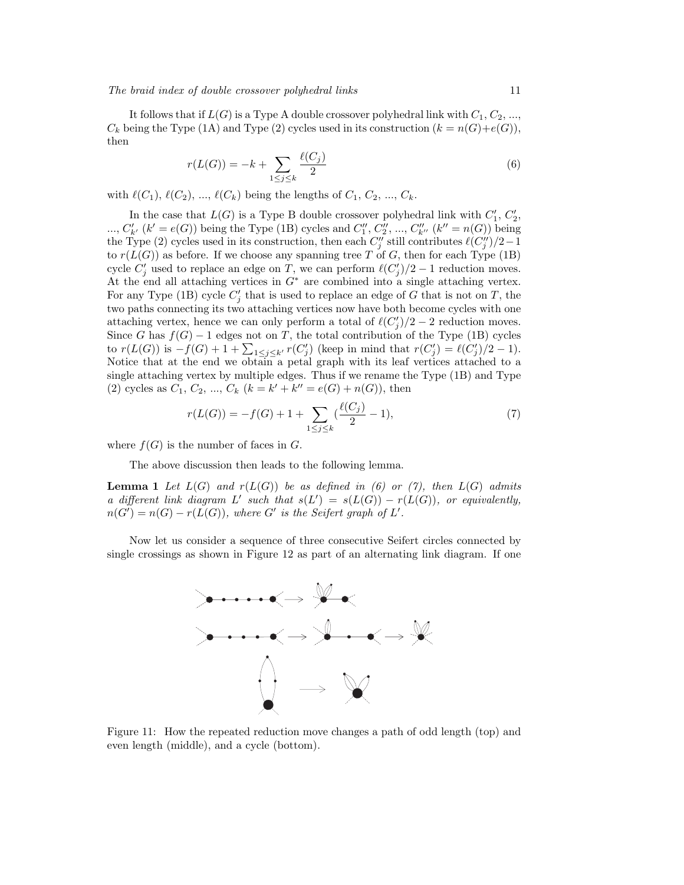It follows that if $L(G)$ is a Type A double crossover polyhedral link with $C_1$, $C_2$, ..., $C_k$ being the Type (1A) and Type (2) cycles used in its construction ($k = n(G)+e(G)$), then

$$r(L(G)) = -k + \sum_{1\leq j\leq k} \frac{\ell(C_j)}{2} \tag{6}$$

with $\ell(C_1)$, $\ell(C_2)$, ..., $\ell(C_k)$ being the lengths of $C_1$, $C_2$, ..., $C_k$.

In the case that $L(G)$ is a Type B double crossover polyhedral link with $C'_1$, $C'_2$, ..., $C'_{k'}$ ($k' = e(G)$) being the Type (1B) cycles and $C''_1$, $C''_2$, ..., $C''_{k''}$ ($k'' = n(G)$) being the Type (2) cycles used in its construction, then each $C''_j$ still contributes $\ell(C''_j)/2-1$ to $r(L(G))$ as before. If we choose any spanning tree $T$ of $G$, then for each Type (1B) cycle $C'_j$ used to replace an edge on $T$, we can perform $\ell(C'_j)/2 - 1$ reduction moves. At the end all attaching vertices in $G^*$ are combined into a single attaching vertex. For any Type (1B) cycle $C'_j$ that is used to replace an edge of $G$ that is not on $T$, the two paths connecting its two attaching vertices now have both become cycles with one attaching vertex, hence we can only perform a total of $\ell(C'_j)/2 - 2$ reduction moves. Since $G$ has $f(G) - 1$ edges not on $T$, the total contribution of the Type (1B) cycles to $r(L(G))$ is $-f(G) + 1 + \sum_{1\leq j\leq k'} r(C'_j)$ (keep in mind that $r(C'_j) = \ell(C'_j)/2 - 1$). Notice that at the end we obtain a petal graph with its leaf vertices attached to a single attaching vertex by multiple edges. Thus if we rename the Type (1B) and Type (2) cycles as $C_1$, $C_2$, ..., $C_k$ ($k = k' + k'' = e(G) + n(G)$), then

$$r(L(G)) = -f(G) + 1 + \sum_{1\leq j\leq k} (\frac{\ell(C_j)}{2} - 1), \tag{7}$$

where $f(G)$ is the number of faces in $G$.

The above discussion then leads to the following lemma.

**Lemma 1** *Let $L(G)$ and $r(L(G))$ be as defined in (6) or (7), then $L(G)$ admits a different link diagram $L'$ such that $s(L') = s(L(G)) - r(L(G))$, or equivalently, $n(G') = n(G) - r(L(G))$, where $G'$ is the Seifert graph of $L'$.*

Now let us consider a sequence of three consecutive Seifert circles connected by single crossings as shown in Figure 12 as part of an alternating link diagram. If one

Figure 11: How the repeated reduction move changes a path of odd length (top) and even length (middle), and a cycle (bottom).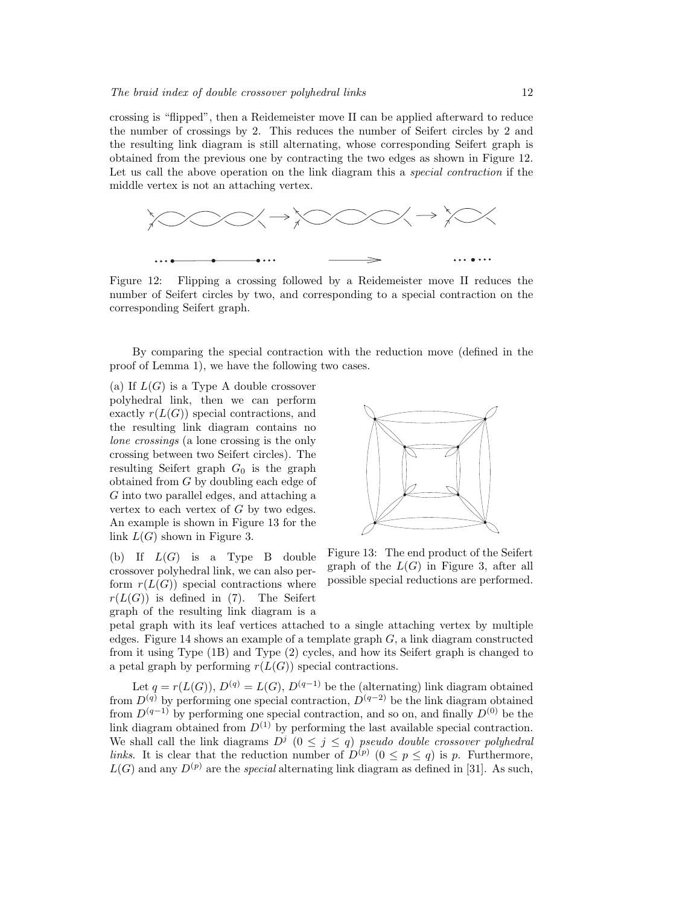crossing is "flipped", then a Reidemeister move II can be applied afterward to reduce the number of crossings by 2. This reduces the number of Seifert circles by 2 and the resulting link diagram is still alternating, whose corresponding Seifert graph is obtained from the previous one by contracting the two edges as shown in Figure 12. Let us call the above operation on the link diagram this a *special contraction* if the middle vertex is not an attaching vertex.

Figure 12: Flipping a crossing followed by a Reidemeister move II reduces the number of Seifert circles by two, and corresponding to a special contraction on the corresponding Seifert graph.

By comparing the special contraction with the reduction move (defined in the proof of Lemma 1), we have the following two cases.

(a) If $L(G)$ is a Type A double crossover polyhedral link, then we can perform exactly $r(L(G))$ special contractions, and the resulting link diagram contains no *lone crossings* (a lone crossing is the only crossing between two Seifert circles). The resulting Seifert graph $G_0$ is the graph obtained from $G$ by doubling each edge of $G$ into two parallel edges, and attaching a vertex to each vertex of $G$ by two edges. An example is shown in Figure 13 for the link $L(G)$ shown in Figure 3.

Figure 13: The end product of the Seifert graph of the $L(G)$ in Figure 3, after all possible special reductions are performed.

(b) If $L(G)$ is a Type B double crossover polyhedral link, we can also perform $r(L(G))$ special contractions where $r(L(G))$ is defined in (7). The Seifert graph of the resulting link diagram is a petal graph with its leaf vertices attached to a single attaching vertex by multiple edges. Figure 14 shows an example of a template graph $G$, a link diagram constructed from it using Type (1B) and Type (2) cycles, and how its Seifert graph is changed to a petal graph by performing $r(L(G))$ special contractions.

Let $q = r(L(G))$, $D^{(q)} = L(G)$, $D^{(q-1)}$ be the (alternating) link diagram obtained from $D^{(q)}$ by performing one special contraction, $D^{(q-2)}$ be the link diagram obtained from $D^{(q-1)}$ by performing one special contraction, and so on, and finally $D^{(0)}$ be the link diagram obtained from $D^{(1)}$ by performing the last available special contraction. We shall call the link diagrams $D^{j}$ $(0 \le j \le q)$ *pseudo double crossover polyhedral links*. It is clear that the reduction number of $D^{(p)}$ $(0 \le p \le q)$ is $p$. Furthermore, $L(G)$ and any $D^{(p)}$ are the *special* alternating link diagram as defined in [31]. As such,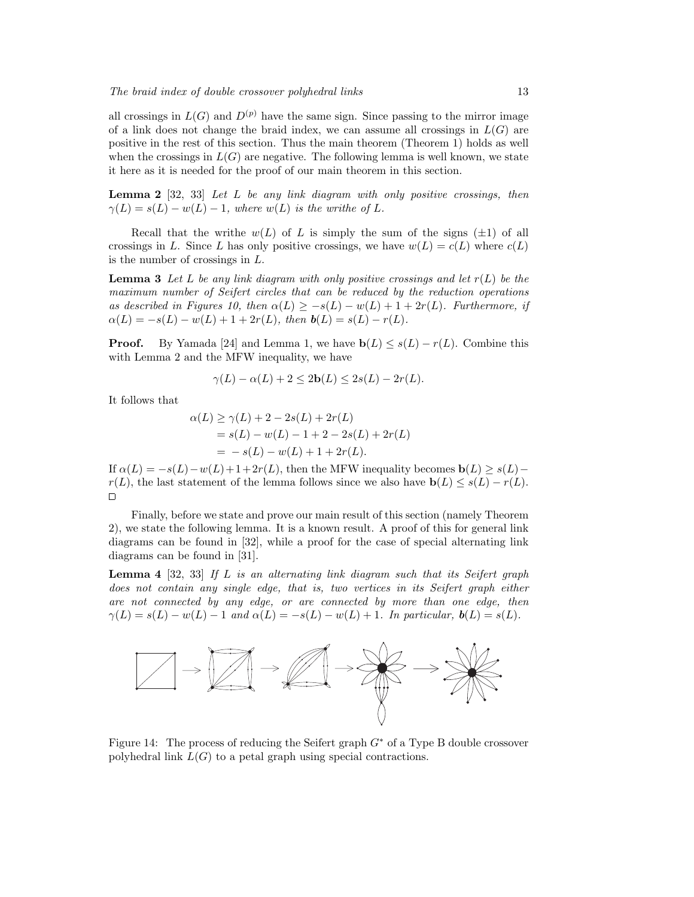all crossings in $L(G)$ and $D^{(p)}$ have the same sign. Since passing to the mirror image of a link does not change the braid index, we can assume all crossings in $L(G)$ are positive in the rest of this section. Thus the main theorem (Theorem 1) holds as well when the crossings in $L(G)$ are negative. The following lemma is well known, we state it here as it is needed for the proof of our main theorem in this section.

**Lemma 2** [32, 33] *Let $L$ be any link diagram with only positive crossings, then $\gamma(L) = s(L) - w(L) - 1$, where $w(L)$ is the writhe of $L$.*

Recall that the writhe $w(L)$ of $L$ is simply the sum of the signs ($\pm 1$) of all crossings in $L$. Since $L$ has only positive crossings, we have $w(L) = c(L)$ where $c(L)$ is the number of crossings in $L$.

**Lemma 3** *Let $L$ be any link diagram with only positive crossings and let $r(L)$ be the maximum number of Seifert circles that can be reduced by the reduction operations as described in Figures 10, then $\alpha(L) \geq -s(L) - w(L) + 1 + 2r(L)$. Furthermore, if $\alpha(L) = -s(L) - w(L) + 1 + 2r(L)$, then $\mathbf{b}(L) = s(L) - r(L)$.*

**Proof.** By Yamada [24] and Lemma 1, we have $\mathbf{b}(L) \leq s(L) - r(L)$. Combine this with Lemma 2 and the MFW inequality, we have

$$\gamma(L) - \alpha(L) + 2 \leq 2\mathbf{b}(L) \leq 2s(L) - 2r(L).$$

It follows that

$$\begin{aligned}
\alpha(L) &\geq \gamma(L) + 2 - 2s(L) + 2r(L) \\
&= s(L) - w(L) - 1 + 2 - 2s(L) + 2r(L) \\
&= -s(L) - w(L) + 1 + 2r(L).
\end{aligned}$$

If $\alpha(L) = -s(L) - w(L) + 1 + 2r(L)$, then the MFW inequality becomes $\mathbf{b}(L) \geq s(L) - r(L)$, the last statement of the lemma follows since we also have $\mathbf{b}(L) \leq s(L) - r(L)$. □

Finally, before we state and prove our main result of this section (namely Theorem 2), we state the following lemma. It is a known result. A proof of this for general link diagrams can be found in [32], while a proof for the case of special alternating link diagrams can be found in [31].

**Lemma 4** [32, 33] *If $L$ is an alternating link diagram such that its Seifert graph does not contain any single edge, that is, two vertices in its Seifert graph either are not connected by any edge, or are connected by more than one edge, then $\gamma(L) = s(L) - w(L) - 1$ and $\alpha(L) = -s(L) - w(L) + 1$. In particular, $\mathbf{b}(L) = s(L)$.*

Figure 14: The process of reducing the Seifert graph $G^*$ of a Type B double crossover polyhedral link $L(G)$ to a petal graph using special contractions.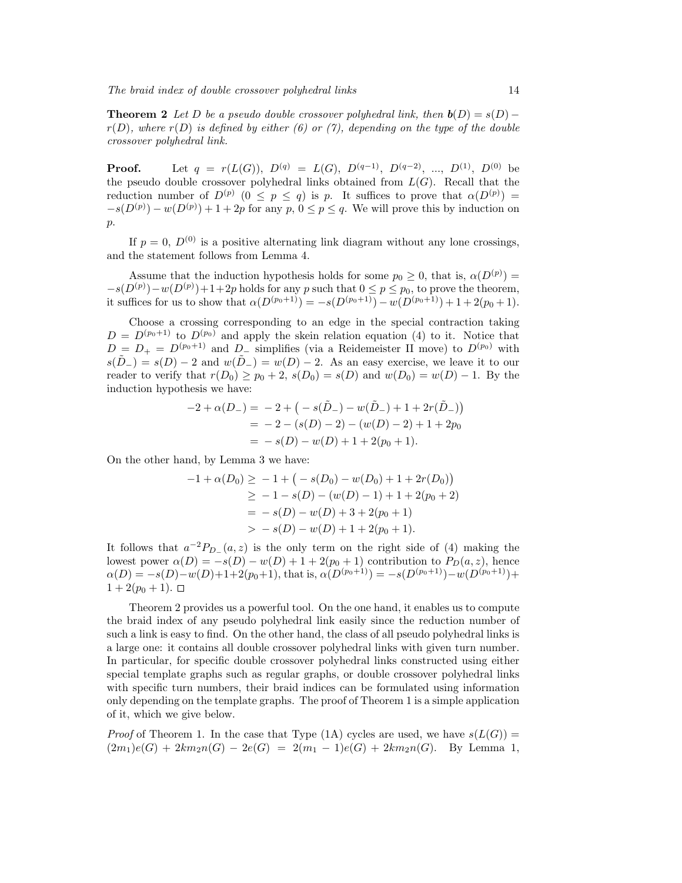**Theorem 2** *Let $D$ be a pseudo double crossover polyhedral link, then $\boldsymbol{b}(D) = s(D) - r(D)$, where $r(D)$ is defined by either (6) or (7), depending on the type of the double crossover polyhedral link.*

**Proof.** Let $q = r(L(G))$, $D^{(q)} = L(G)$, $D^{(q-1)}$, $D^{(q-2)}$, ..., $D^{(1)}$, $D^{(0)}$ be the pseudo double crossover polyhedral links obtained from $L(G)$. Recall that the reduction number of $D^{(p)}$ $(0 \le p \le q)$ is $p$. It suffices to prove that $\alpha(D^{(p)}) = -s(D^{(p)}) - w(D^{(p)}) + 1 + 2p$ for any $p$, $0 \le p \le q$. We will prove this by induction on $p$.

If $p = 0$, $D^{(0)}$ is a positive alternating link diagram without any lone crossings, and the statement follows from Lemma 4.

Assume that the induction hypothesis holds for some $p_0 \ge 0$, that is, $\alpha(D^{(p)}) = -s(D^{(p)}) - w(D^{(p)}) + 1 + 2p$ holds for any $p$ such that $0 \le p \le p_0$, to prove the theorem, it suffices for us to show that $\alpha(D^{(p_0+1)}) = -s(D^{(p_0+1)}) - w(D^{(p_0+1)}) + 1 + 2(p_0+1)$.

Choose a crossing corresponding to an edge in the special contraction taking $D = D^{(p_0+1)}$ to $D^{(p_0)}$ and apply the skein relation equation (4) to it. Notice that $D = D_+ = D^{(p_0+1)}$ and $D_-$ simplifies (via a Reidemeister II move) to $D^{(p_0)}$ with $s(\tilde{D}_-) = s(D) - 2$ and $w(\tilde{D}_-) = w(D) - 2$. As an easy exercise, we leave it to our reader to verify that $r(D_0) \ge p_0 + 2$, $s(D_0) = s(D)$ and $w(D_0) = w(D) - 1$. By the induction hypothesis we have:

$$
\begin{aligned}
-2 + \alpha(D_-) &= -2 + \big(-s(\tilde{D}_-) - w(\tilde{D}_-) + 1 + 2r(\tilde{D}_-)\big) \\
&= -2 - (s(D) - 2) - (w(D) - 2) + 1 + 2p_0 \\
&= -s(D) - w(D) + 1 + 2(p_0 + 1).
\end{aligned}
$$

On the other hand, by Lemma 3 we have:

$$
\begin{aligned}
-1 + \alpha(D_0) &\ge -1 + \big(-s(D_0) - w(D_0) + 1 + 2r(D_0)\big) \\
&\ge -1 - s(D) - (w(D) - 1) + 1 + 2(p_0 + 2) \\
&= -s(D) - w(D) + 3 + 2(p_0 + 1) \\
&> -s(D) - w(D) + 1 + 2(p_0 + 1).
\end{aligned}
$$

It follows that $a^{-2}P_{D_-}(a,z)$ is the only term on the right side of (4) making the lowest power $\alpha(D) = -s(D) - w(D) + 1 + 2(p_0+1)$ contribution to $P_D(a,z)$, hence $\alpha(D) = -s(D) - w(D) + 1 + 2(p_0+1)$, that is, $\alpha(D^{(p_0+1)}) = -s(D^{(p_0+1)}) - w(D^{(p_0+1)}) + 1 + 2(p_0+1)$. □

Theorem 2 provides us a powerful tool. On the one hand, it enables us to compute the braid index of any pseudo polyhedral link easily since the reduction number of such a link is easy to find. On the other hand, the class of all pseudo polyhedral links is a large one: it contains all double crossover polyhedral links with given turn number. In particular, for specific double crossover polyhedral links constructed using either special template graphs such as regular graphs, or double crossover polyhedral links with specific turn numbers, their braid indices can be formulated using information only depending on the template graphs. The proof of Theorem 1 is a simple application of it, which we give below.

*Proof* of Theorem 1. In the case that Type (1A) cycles are used, we have $s(L(G)) = (2m_1)e(G) + 2km_2n(G) - 2e(G) = 2(m_1 - 1)e(G) + 2km_2n(G)$. By Lemma 1,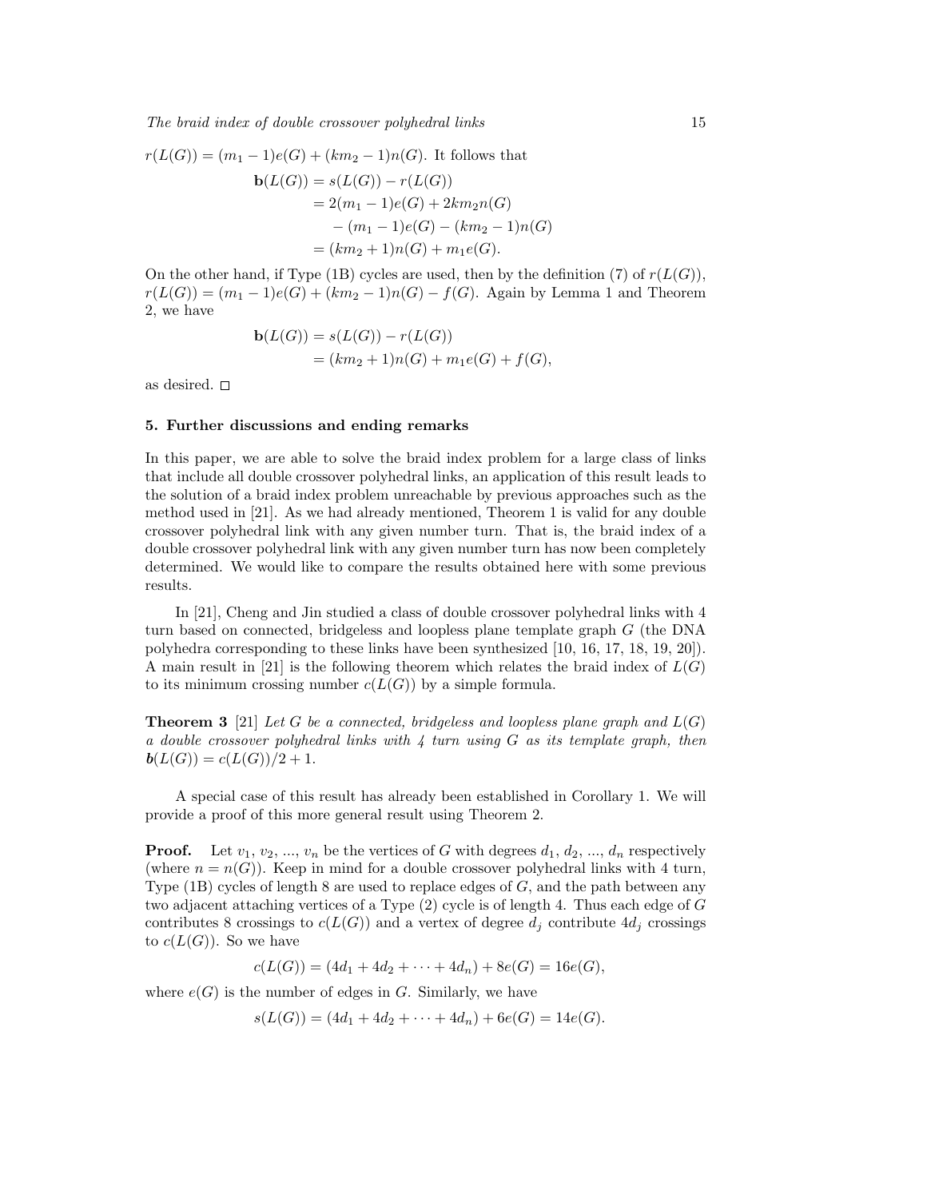$r(L(G)) = (m_1 - 1)e(G) + (km_2 - 1)n(G)$. It follows that

$$
\begin{aligned}
\mathbf{b}(L(G)) &= s(L(G)) - r(L(G)) \\
&= 2(m_1 - 1)e(G) + 2km_2 n(G) \\
&\quad - (m_1 - 1)e(G) - (km_2 - 1)n(G) \\
&= (km_2 + 1)n(G) + m_1 e(G).
\end{aligned}
$$

On the other hand, if Type (1B) cycles are used, then by the definition (7) of $r(L(G))$, $r(L(G)) = (m_1 - 1)e(G) + (km_2 - 1)n(G) - f(G)$. Again by Lemma 1 and Theorem 2, we have

$$
\begin{aligned}
\mathbf{b}(L(G)) &= s(L(G)) - r(L(G)) \\
&= (km_2 + 1)n(G) + m_1 e(G) + f(G),
\end{aligned}
$$

as desired. □

## 5. Further discussions and ending remarks

In this paper, we are able to solve the braid index problem for a large class of links that include all double crossover polyhedral links, an application of this result leads to the solution of a braid index problem unreachable by previous approaches such as the method used in [21]. As we had already mentioned, Theorem 1 is valid for any double crossover polyhedral link with any given number turn. That is, the braid index of a double crossover polyhedral link with any given number turn has now been completely determined. We would like to compare the results obtained here with some previous results.

In [21], Cheng and Jin studied a class of double crossover polyhedral links with 4 turn based on connected, bridgeless and loopless plane template graph $G$ (the DNA polyhedra corresponding to these links have been synthesized [10, 16, 17, 18, 19, 20]). A main result in [21] is the following theorem which relates the braid index of $L(G)$ to its minimum crossing number $c(L(G))$ by a simple formula.

**Theorem 3** [21] *Let $G$ be a connected, bridgeless and loopless plane graph and $L(G)$ a double crossover polyhedral links with 4 turn using $G$ as its template graph, then $\boldsymbol{b}(L(G)) = c(L(G))/2 + 1$.*

A special case of this result has already been established in Corollary 1. We will provide a proof of this more general result using Theorem 2.

**Proof.** Let $v_1$, $v_2$, ..., $v_n$ be the vertices of $G$ with degrees $d_1$, $d_2$, ..., $d_n$ respectively (where $n = n(G)$). Keep in mind for a double crossover polyhedral links with 4 turn, Type (1B) cycles of length 8 are used to replace edges of $G$, and the path between any two adjacent attaching vertices of a Type (2) cycle is of length 4. Thus each edge of $G$ contributes 8 crossings to $c(L(G))$ and a vertex of degree $d_j$ contribute $4d_j$ crossings to $c(L(G))$. So we have

$$
c(L(G)) = (4d_1 + 4d_2 + \cdots + 4d_n) + 8e(G) = 16e(G),
$$

where $e(G)$ is the number of edges in $G$. Similarly, we have

$$
s(L(G)) = (4d_1 + 4d_2 + \cdots + 4d_n) + 6e(G) = 14e(G).
$$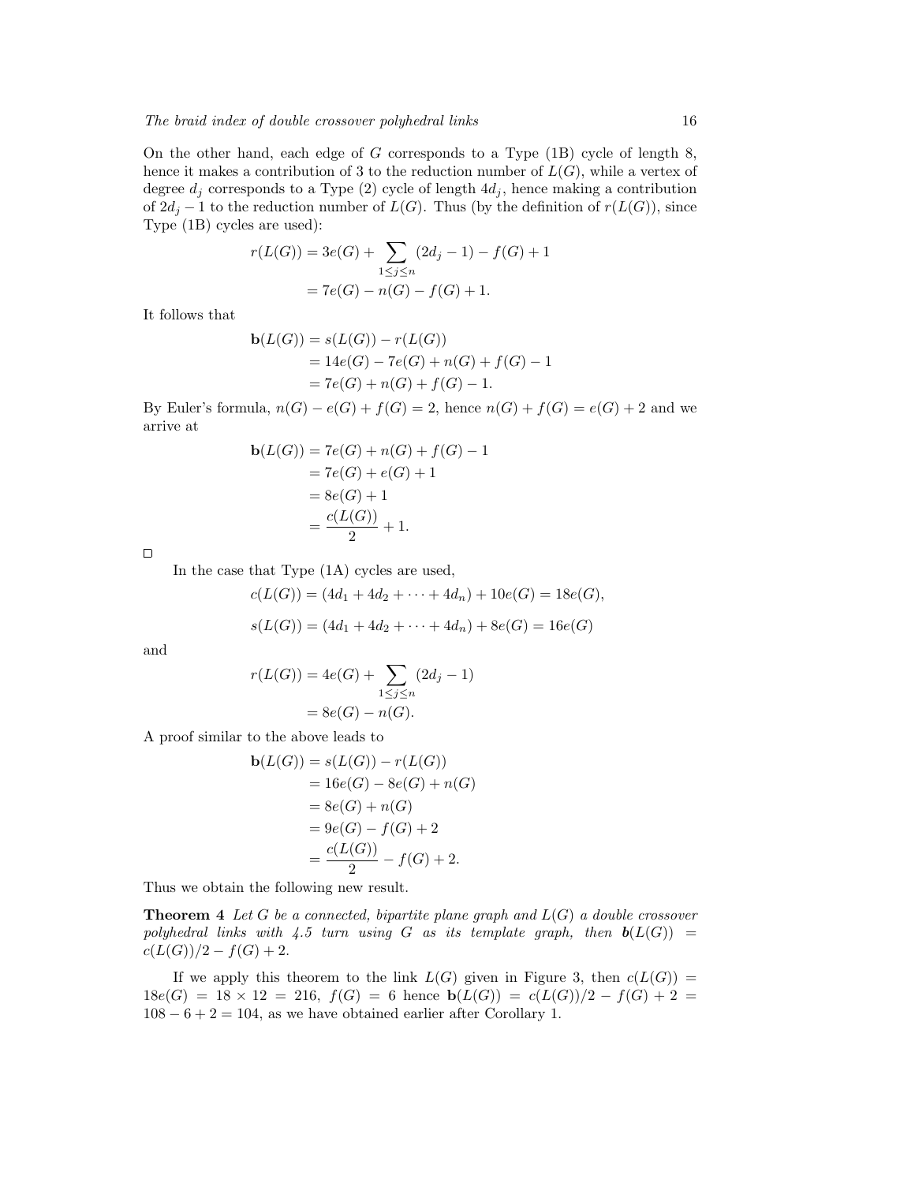On the other hand, each edge of $G$ corresponds to a Type (1B) cycle of length 8, hence it makes a contribution of 3 to the reduction number of $L(G)$, while a vertex of degree $d_j$ corresponds to a Type (2) cycle of length $4d_j$, hence making a contribution of $2d_j - 1$ to the reduction number of $L(G)$. Thus (by the definition of $r(L(G))$, since Type (1B) cycles are used):

$$\begin{aligned} r(L(G)) &= 3e(G) + \sum_{1 \le j \le n} (2d_j - 1) - f(G) + 1 \\ &= 7e(G) - n(G) - f(G) + 1. \end{aligned}$$

It follows that

$$\begin{aligned} \mathbf{b}(L(G)) &= s(L(G)) - r(L(G)) \\ &= 14e(G) - 7e(G) + n(G) + f(G) - 1 \\ &= 7e(G) + n(G) + f(G) - 1. \end{aligned}$$

By Euler's formula, $n(G) - e(G) + f(G) = 2$, hence $n(G) + f(G) = e(G) + 2$ and we arrive at

$$\begin{aligned} \mathbf{b}(L(G)) &= 7e(G) + n(G) + f(G) - 1 \\ &= 7e(G) + e(G) + 1 \\ &= 8e(G) + 1 \\ &= \frac{c(L(G))}{2} + 1. \end{aligned}$$

□

In the case that Type (1A) cycles are used,

$$c(L(G)) = (4d_1 + 4d_2 + \cdots + 4d_n) + 10e(G) = 18e(G),$$

$$s(L(G)) = (4d_1 + 4d_2 + \cdots + 4d_n) + 8e(G) = 16e(G)$$

and

$$\begin{aligned} r(L(G)) &= 4e(G) + \sum_{1 \le j \le n} (2d_j - 1) \\ &= 8e(G) - n(G). \end{aligned}$$

A proof similar to the above leads to

$$\begin{aligned} \mathbf{b}(L(G)) &= s(L(G)) - r(L(G)) \\ &= 16e(G) - 8e(G) + n(G) \\ &= 8e(G) + n(G) \\ &= 9e(G) - f(G) + 2 \\ &= \frac{c(L(G))}{2} - f(G) + 2. \end{aligned}$$

Thus we obtain the following new result.

**Theorem 4** *Let $G$ be a connected, bipartite plane graph and $L(G)$ a double crossover polyhedral links with 4.5 turn using $G$ as its template graph, then $\mathbf{b}(L(G)) = c(L(G))/2 - f(G) + 2$.*

If we apply this theorem to the link $L(G)$ given in Figure 3, then $c(L(G)) = 18e(G) = 18 \times 12 = 216$, $f(G) = 6$ hence $\mathbf{b}(L(G)) = c(L(G))/2 - f(G) + 2 = 108 - 6 + 2 = 104$, as we have obtained earlier after Corollary 1.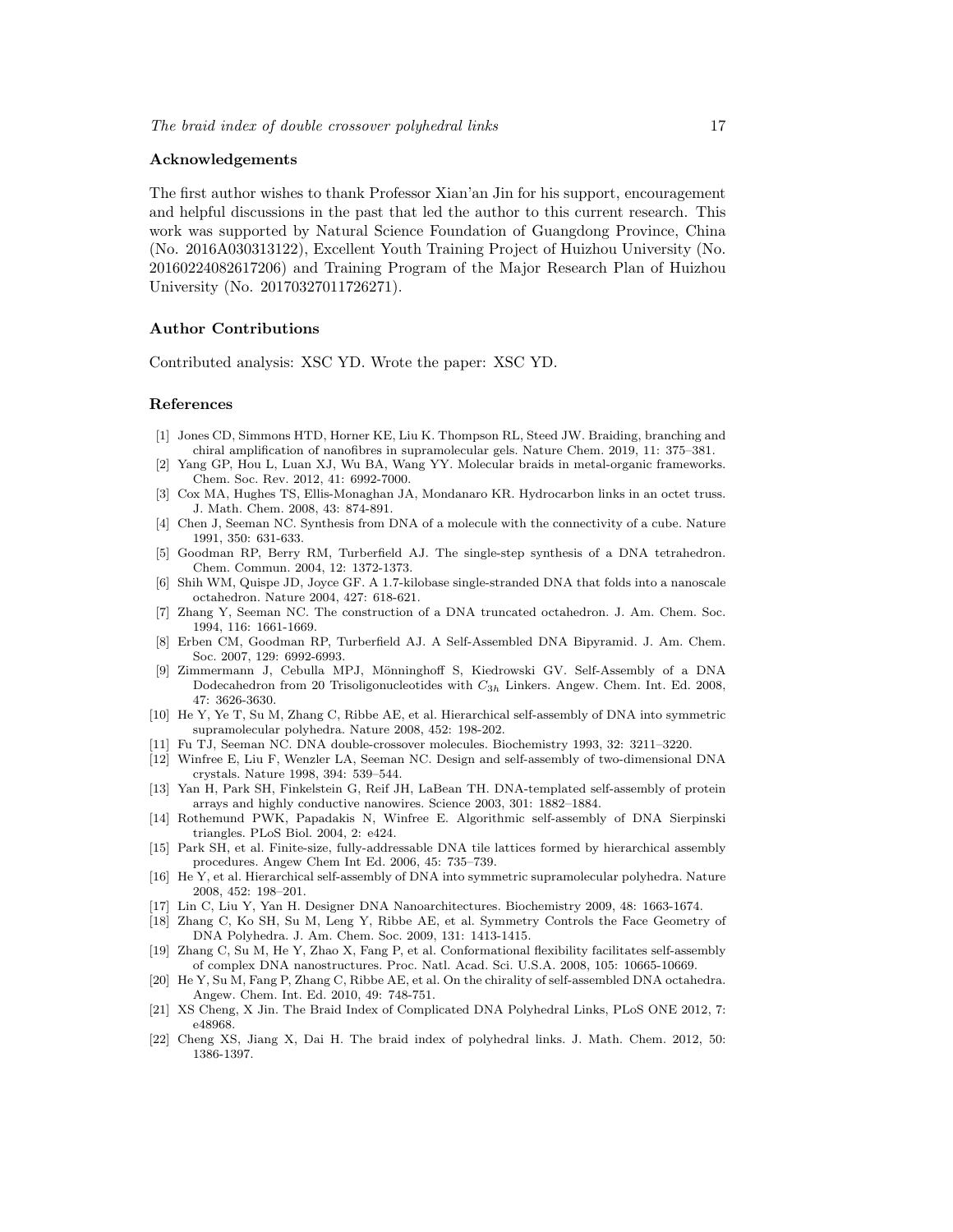## Acknowledgements

The first author wishes to thank Professor Xian'an Jin for his support, encouragement and helpful discussions in the past that led the author to this current research. This work was supported by Natural Science Foundation of Guangdong Province, China (No. 2016A030313122), Excellent Youth Training Project of Huizhou University (No. 20160224082617206) and Training Program of the Major Research Plan of Huizhou University (No. 20170327011726271).

## Author Contributions

Contributed analysis: XSC YD. Wrote the paper: XSC YD.

## References

[1] Jones CD, Simmons HTD, Horner KE, Liu K. Thompson RL, Steed JW. Braiding, branching and chiral amplification of nanofibres in supramolecular gels. Nature Chem. 2019, 11: 375–381.

[2] Yang GP, Hou L, Luan XJ, Wu BA, Wang YY. Molecular braids in metal-organic frameworks. Chem. Soc. Rev. 2012, 41: 6992-7000.

[3] Cox MA, Hughes TS, Ellis-Monaghan JA, Mondanaro KR. Hydrocarbon links in an octet truss. J. Math. Chem. 2008, 43: 874-891.

[4] Chen J, Seeman NC. Synthesis from DNA of a molecule with the connectivity of a cube. Nature 1991, 350: 631-633.

[5] Goodman RP, Berry RM, Turberfield AJ. The single-step synthesis of a DNA tetrahedron. Chem. Commun. 2004, 12: 1372-1373.

[6] Shih WM, Quispe JD, Joyce GF. A 1.7-kilobase single-stranded DNA that folds into a nanoscale octahedron. Nature 2004, 427: 618-621.

[7] Zhang Y, Seeman NC. The construction of a DNA truncated octahedron. J. Am. Chem. Soc. 1994, 116: 1661-1669.

[8] Erben CM, Goodman RP, Turberfield AJ. A Self-Assembled DNA Bipyramid. J. Am. Chem. Soc. 2007, 129: 6992-6993.

[9] Zimmermann J, Cebulla MPJ, Mönninghoff S, Kiedrowski GV. Self-Assembly of a DNA Dodecahedron from 20 Trisoligonucleotides with $C_{3h}$ Linkers. Angew. Chem. Int. Ed. 2008, 47: 3626-3630.

[10] He Y, Ye T, Su M, Zhang C, Ribbe AE, et al. Hierarchical self-assembly of DNA into symmetric supramolecular polyhedra. Nature 2008, 452: 198-202.

[11] Fu TJ, Seeman NC. DNA double-crossover molecules. Biochemistry 1993, 32: 3211–3220.

[12] Winfree E, Liu F, Wenzler LA, Seeman NC. Design and self-assembly of two-dimensional DNA crystals. Nature 1998, 394: 539–544.

[13] Yan H, Park SH, Finkelstein G, Reif JH, LaBean TH. DNA-templated self-assembly of protein arrays and highly conductive nanowires. Science 2003, 301: 1882–1884.

[14] Rothemund PWK, Papadakis N, Winfree E. Algorithmic self-assembly of DNA Sierpinski triangles. PLoS Biol. 2004, 2: e424.

[15] Park SH, et al. Finite-size, fully-addressable DNA tile lattices formed by hierarchical assembly procedures. Angew Chem Int Ed. 2006, 45: 735–739.

[16] He Y, et al. Hierarchical self-assembly of DNA into symmetric supramolecular polyhedra. Nature 2008, 452: 198–201.

[17] Lin C, Liu Y, Yan H. Designer DNA Nanoarchitectures. Biochemistry 2009, 48: 1663-1674.

[18] Zhang C, Ko SH, Su M, Leng Y, Ribbe AE, et al. Symmetry Controls the Face Geometry of DNA Polyhedra. J. Am. Chem. Soc. 2009, 131: 1413-1415.

[19] Zhang C, Su M, He Y, Zhao X, Fang P, et al. Conformational flexibility facilitates self-assembly of complex DNA nanostructures. Proc. Natl. Acad. Sci. U.S.A. 2008, 105: 10665-10669.

[20] He Y, Su M, Fang P, Zhang C, Ribbe AE, et al. On the chirality of self-assembled DNA octahedra. Angew. Chem. Int. Ed. 2010, 49: 748-751.

[21] XS Cheng, X Jin. The Braid Index of Complicated DNA Polyhedral Links, PLoS ONE 2012, 7: e48968.

[22] Cheng XS, Jiang X, Dai H. The braid index of polyhedral links. J. Math. Chem. 2012, 50: 1386-1397.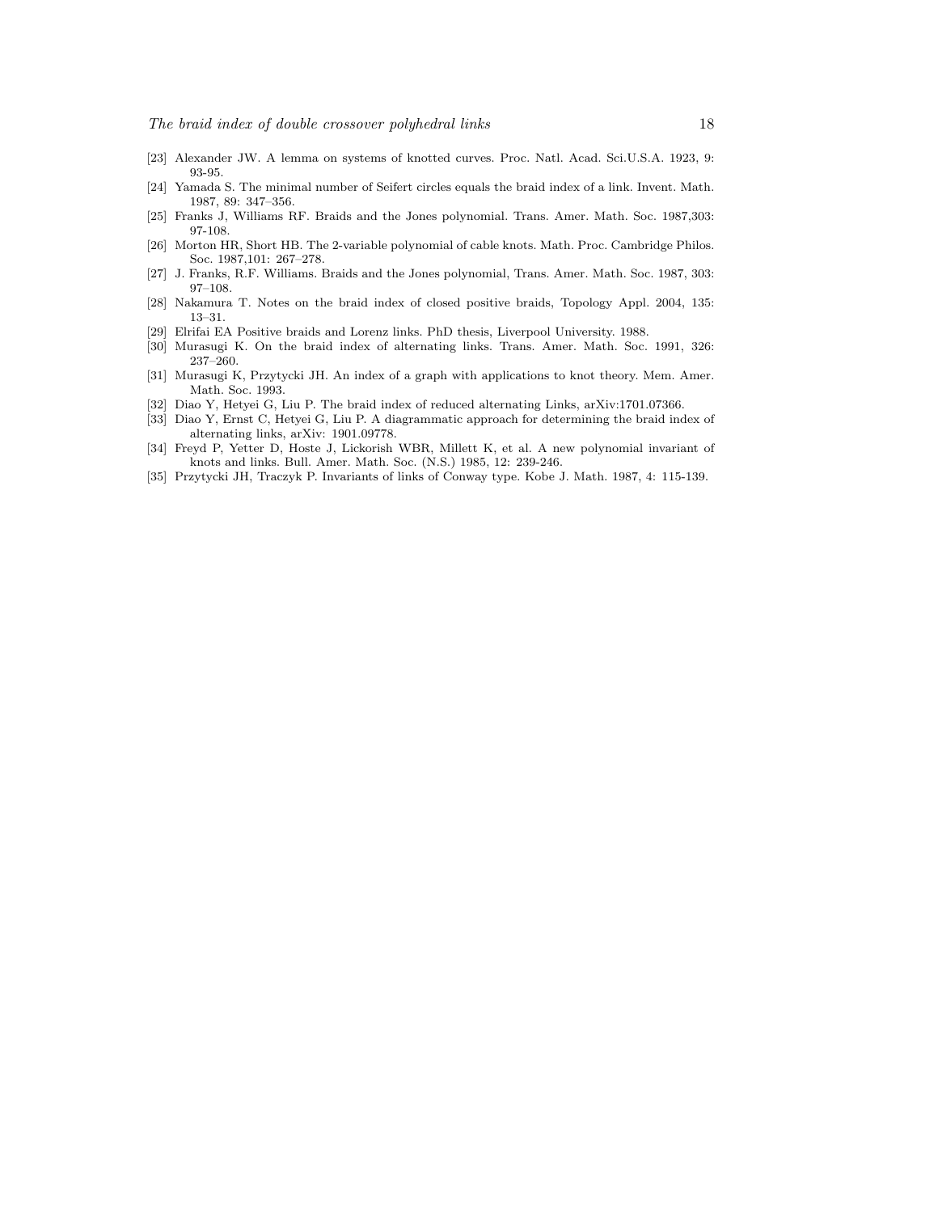[23] Alexander JW. A lemma on systems of knotted curves. Proc. Natl. Acad. Sci.U.S.A. 1923, 9: 93-95.

[24] Yamada S. The minimal number of Seifert circles equals the braid index of a link. Invent. Math. 1987, 89: 347–356.

[25] Franks J, Williams RF. Braids and the Jones polynomial. Trans. Amer. Math. Soc. 1987,303: 97-108.

[26] Morton HR, Short HB. The 2-variable polynomial of cable knots. Math. Proc. Cambridge Philos. Soc. 1987,101: 267–278.

[27] J. Franks, R.F. Williams. Braids and the Jones polynomial, Trans. Amer. Math. Soc. 1987, 303: 97–108.

[28] Nakamura T. Notes on the braid index of closed positive braids, Topology Appl. 2004, 135: 13–31.

[29] Elrifai EA Positive braids and Lorenz links. PhD thesis, Liverpool University. 1988.

[30] Murasugi K. On the braid index of alternating links. Trans. Amer. Math. Soc. 1991, 326: 237–260.

[31] Murasugi K, Przytycki JH. An index of a graph with applications to knot theory. Mem. Amer. Math. Soc. 1993.

[32] Diao Y, Hetyei G, Liu P. The braid index of reduced alternating Links, arXiv:1701.07366.

[33] Diao Y, Ernst C, Hetyei G, Liu P. A diagrammatic approach for determining the braid index of alternating links, arXiv: 1901.09778.

[34] Freyd P, Yetter D, Hoste J, Lickorish WBR, Millett K, et al. A new polynomial invariant of knots and links. Bull. Amer. Math. Soc. (N.S.) 1985, 12: 239-246.

[35] Przytycki JH, Traczyk P. Invariants of links of Conway type. Kobe J. Math. 1987, 4: 115-139.